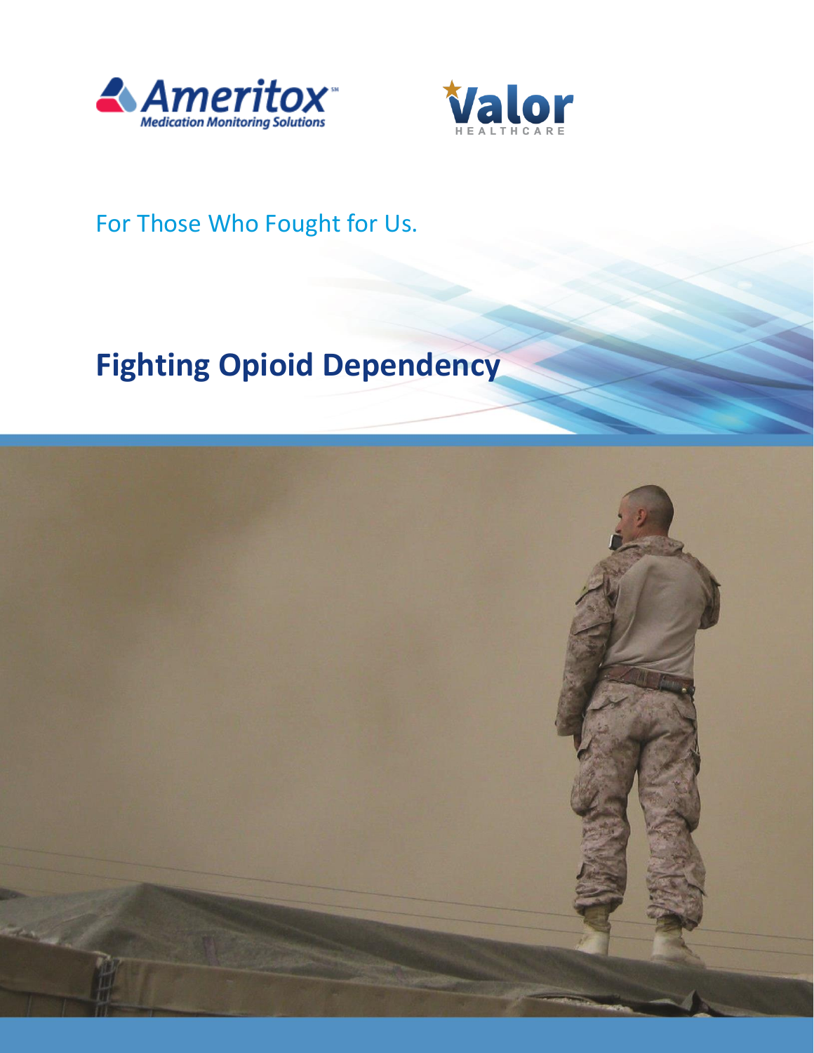Ameritox
Medication Monitoring Solutions

Valor
HEALTHCARE

For Those Who Fought for Us.

# Fighting Opioid Dependency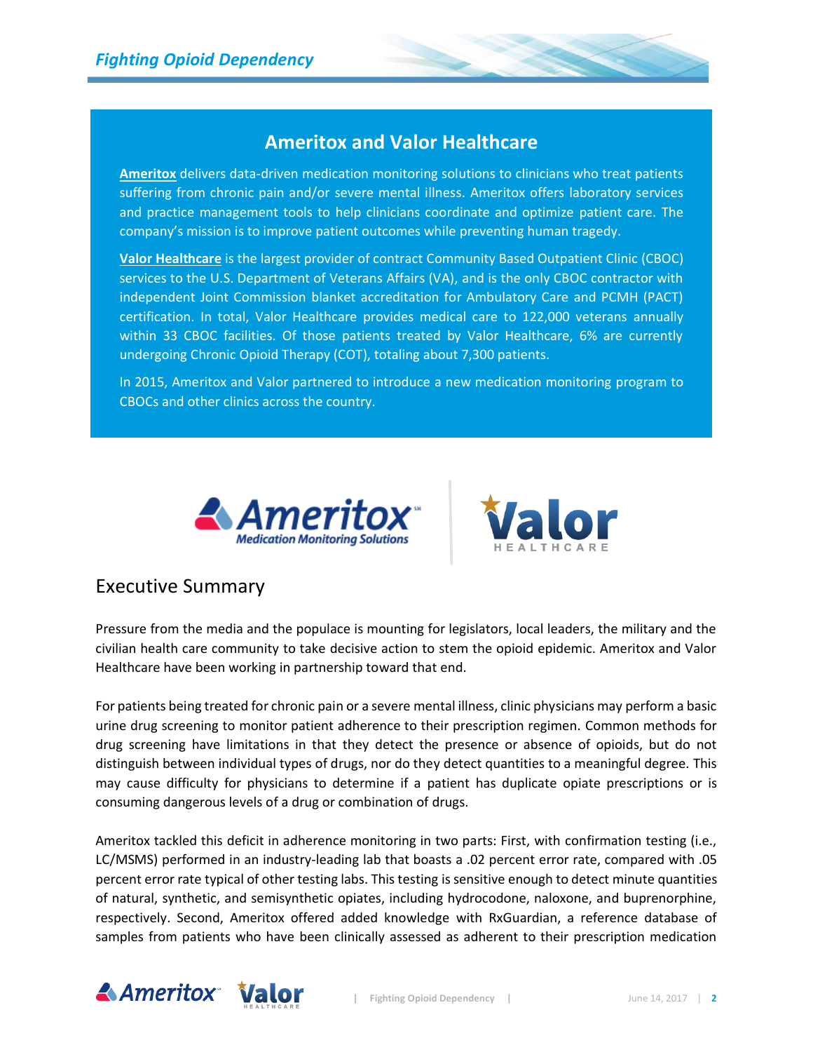## Ameritox and Valor Healthcare

**Ameritox** delivers data-driven medication monitoring solutions to clinicians who treat patients suffering from chronic pain and/or severe mental illness. Ameritox offers laboratory services and practice management tools to help clinicians coordinate and optimize patient care. The company's mission is to improve patient outcomes while preventing human tragedy.

**Valor Healthcare** is the largest provider of contract Community Based Outpatient Clinic (CBOC) services to the U.S. Department of Veterans Affairs (VA), and is the only CBOC contractor with independent Joint Commission blanket accreditation for Ambulatory Care and PCMH (PACT) certification. In total, Valor Healthcare provides medical care to 122,000 veterans annually within 33 CBOC facilities. Of those patients treated by Valor Healthcare, 6% are currently undergoing Chronic Opioid Therapy (COT), totaling about 7,300 patients.

In 2015, Ameritox and Valor partnered to introduce a new medication monitoring program to CBOCs and other clinics across the country.

## Executive Summary

Pressure from the media and the populace is mounting for legislators, local leaders, the military and the civilian health care community to take decisive action to stem the opioid epidemic. Ameritox and Valor Healthcare have been working in partnership toward that end.

For patients being treated for chronic pain or a severe mental illness, clinic physicians may perform a basic urine drug screening to monitor patient adherence to their prescription regimen. Common methods for drug screening have limitations in that they detect the presence or absence of opioids, but do not distinguish between individual types of drugs, nor do they detect quantities to a meaningful degree. This may cause difficulty for physicians to determine if a patient has duplicate opiate prescriptions or is consuming dangerous levels of a drug or combination of drugs.

Ameritox tackled this deficit in adherence monitoring in two parts: First, with confirmation testing (i.e., LC/MSMS) performed in an industry-leading lab that boasts a .02 percent error rate, compared with .05 percent error rate typical of other testing labs. This testing is sensitive enough to detect minute quantities of natural, synthetic, and semisynthetic opiates, including hydrocodone, naloxone, and buprenorphine, respectively. Second, Ameritox offered added knowledge with RxGuardian, a reference database of samples from patients who have been clinically assessed as adherent to their prescription medication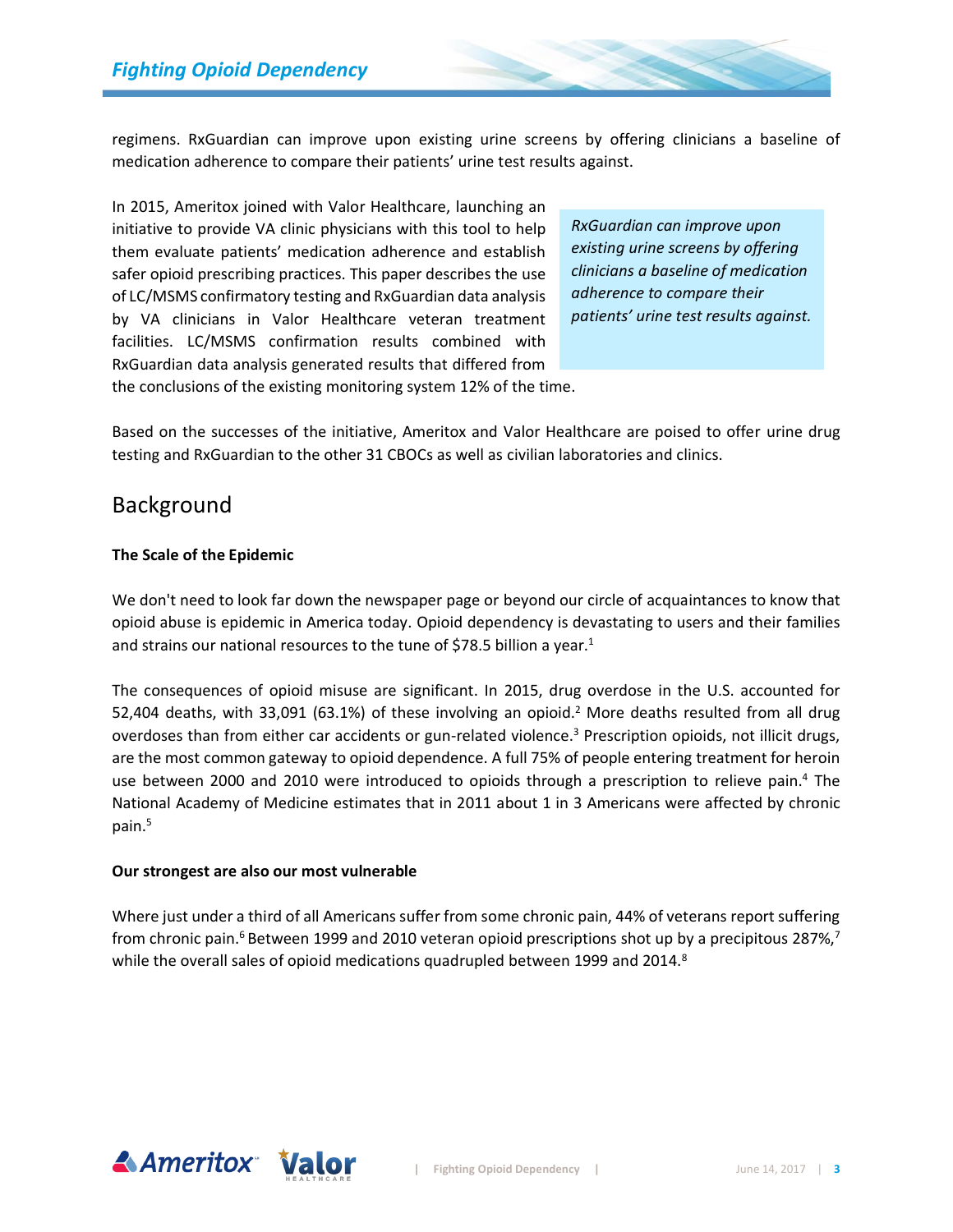regimens. RxGuardian can improve upon existing urine screens by offering clinicians a baseline of medication adherence to compare their patients' urine test results against.

In 2015, Ameritox joined with Valor Healthcare, launching an initiative to provide VA clinic physicians with this tool to help them evaluate patients' medication adherence and establish safer opioid prescribing practices. This paper describes the use of LC/MSMS confirmatory testing and RxGuardian data analysis by VA clinicians in Valor Healthcare veteran treatment facilities. LC/MSMS confirmation results combined with RxGuardian data analysis generated results that differed from the conclusions of the existing monitoring system 12% of the time.

> *RxGuardian can improve upon existing urine screens by offering clinicians a baseline of medication adherence to compare their patients' urine test results against.*

Based on the successes of the initiative, Ameritox and Valor Healthcare are poised to offer urine drug testing and RxGuardian to the other 31 CBOCs as well as civilian laboratories and clinics.

## Background

**The Scale of the Epidemic**

We don't need to look far down the newspaper page or beyond our circle of acquaintances to know that opioid abuse is epidemic in America today. Opioid dependency is devastating to users and their families and strains our national resources to the tune of $78.5 billion a year.[1]

The consequences of opioid misuse are significant. In 2015, drug overdose in the U.S. accounted for 52,404 deaths, with 33,091 (63.1%) of these involving an opioid.[2] More deaths resulted from all drug overdoses than from either car accidents or gun-related violence.[3] Prescription opioids, not illicit drugs, are the most common gateway to opioid dependence. A full 75% of people entering treatment for heroin use between 2000 and 2010 were introduced to opioids through a prescription to relieve pain.[4] The National Academy of Medicine estimates that in 2011 about 1 in 3 Americans were affected by chronic pain.[5]

**Our strongest are also our most vulnerable**

Where just under a third of all Americans suffer from some chronic pain, 44% of veterans report suffering from chronic pain.[6] Between 1999 and 2010 veteran opioid prescriptions shot up by a precipitous 287%,[7] while the overall sales of opioid medications quadrupled between 1999 and 2014.[8]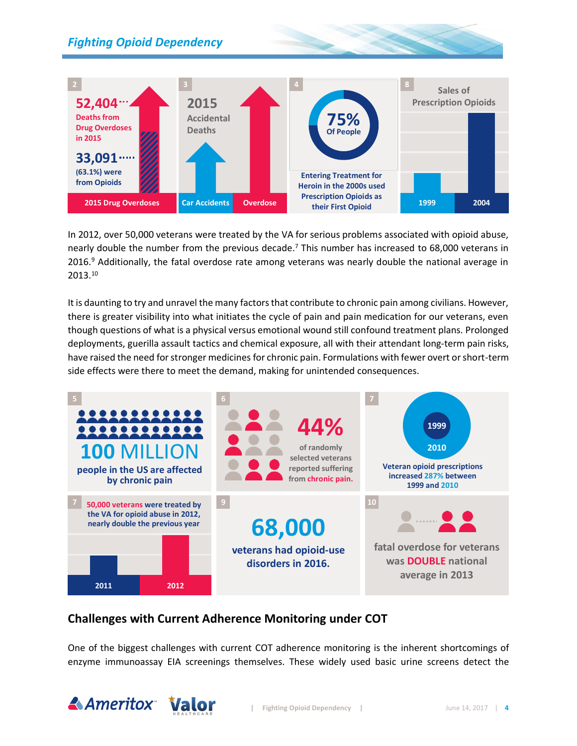In 2012, over 50,000 veterans were treated by the VA for serious problems associated with opioid abuse, nearly double the number from the previous decade.[7] This number has increased to 68,000 veterans in 2016.[9] Additionally, the fatal overdose rate among veterans was nearly double the national average in 2013.[10]

It is daunting to try and unravel the many factors that contribute to chronic pain among civilians. However, there is greater visibility into what initiates the cycle of pain and pain medication for our veterans, even though questions of what is a physical versus emotional wound still confound treatment plans. Prolonged deployments, guerilla assault tactics and chemical exposure, all with their attendant long-term pain risks, have raised the need for stronger medicines for chronic pain. Formulations with fewer overt or short-term side effects were there to meet the demand, making for unintended consequences.

## Challenges with Current Adherence Monitoring under COT

One of the biggest challenges with current COT adherence monitoring is the inherent shortcomings of enzyme immunoassay EIA screenings themselves. These widely used basic urine screens detect the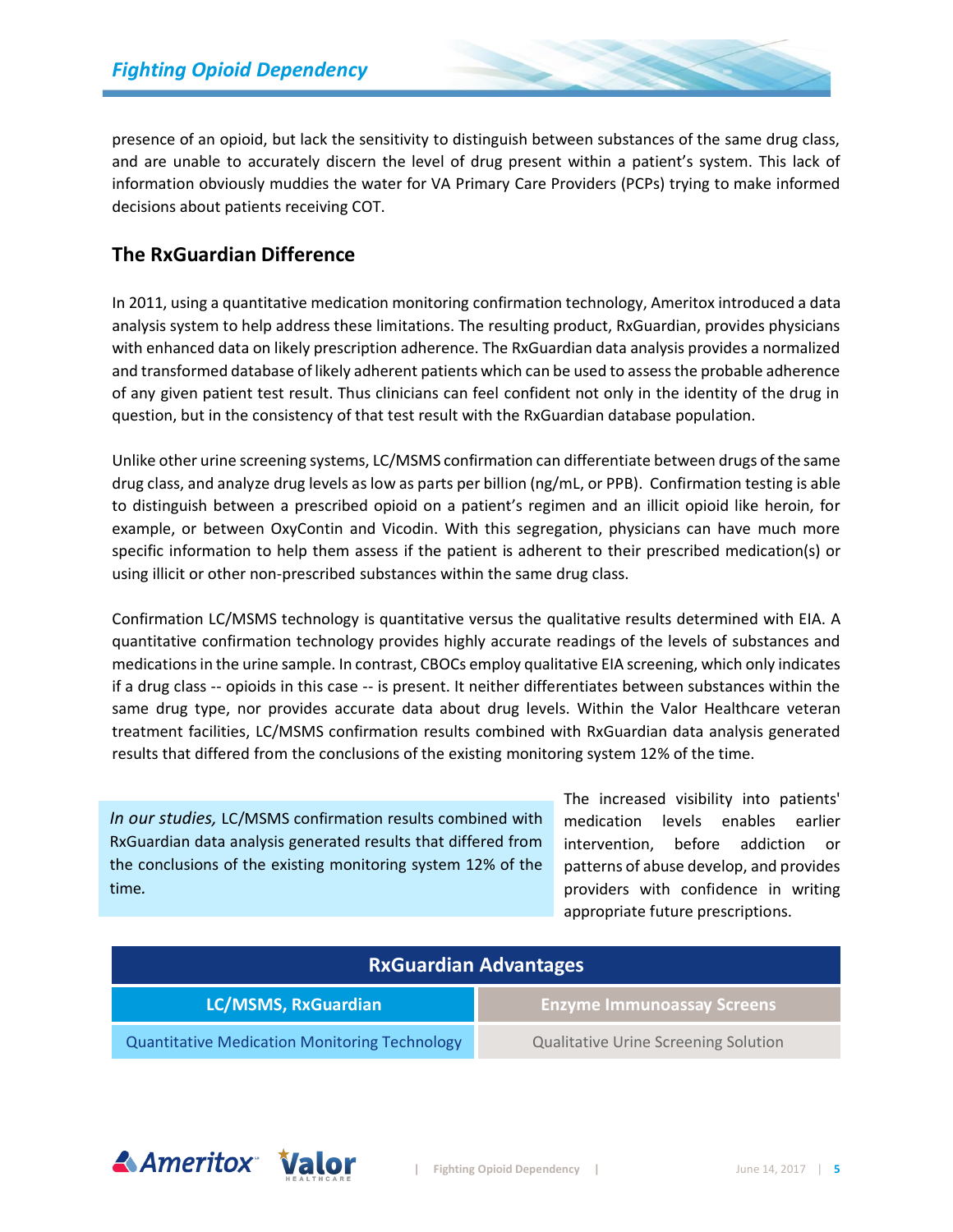presence of an opioid, but lack the sensitivity to distinguish between substances of the same drug class, and are unable to accurately discern the level of drug present within a patient's system. This lack of information obviously muddies the water for VA Primary Care Providers (PCPs) trying to make informed decisions about patients receiving COT.

## The RxGuardian Difference

In 2011, using a quantitative medication monitoring confirmation technology, Ameritox introduced a data analysis system to help address these limitations. The resulting product, RxGuardian, provides physicians with enhanced data on likely prescription adherence. The RxGuardian data analysis provides a normalized and transformed database of likely adherent patients which can be used to assess the probable adherence of any given patient test result. Thus clinicians can feel confident not only in the identity of the drug in question, but in the consistency of that test result with the RxGuardian database population.

Unlike other urine screening systems, LC/MSMS confirmation can differentiate between drugs of the same drug class, and analyze drug levels as low as parts per billion (ng/mL, or PPB). Confirmation testing is able to distinguish between a prescribed opioid on a patient's regimen and an illicit opioid like heroin, for example, or between OxyContin and Vicodin. With this segregation, physicians can have much more specific information to help them assess if the patient is adherent to their prescribed medication(s) or using illicit or other non-prescribed substances within the same drug class.

Confirmation LC/MSMS technology is quantitative versus the qualitative results determined with EIA. A quantitative confirmation technology provides highly accurate readings of the levels of substances and medications in the urine sample. In contrast, CBOCs employ qualitative EIA screening, which only indicates if a drug class -- opioids in this case -- is present. It neither differentiates between substances within the same drug type, nor provides accurate data about drug levels. Within the Valor Healthcare veteran treatment facilities, LC/MSMS confirmation results combined with RxGuardian data analysis generated results that differed from the conclusions of the existing monitoring system 12% of the time.

> *In our studies,* LC/MSMS confirmation results combined with RxGuardian data analysis generated results that differed from the conclusions of the existing monitoring system 12% of the time.

The increased visibility into patients' medication levels enables earlier intervention, before addiction or patterns of abuse develop, and provides providers with confidence in writing appropriate future prescriptions.

| RxGuardian Advantages | |
|---|---|
| **LC/MSMS, RxGuardian** | **Enzyme Immunoassay Screens** |
| Quantitative Medication Monitoring Technology | Qualitative Urine Screening Solution |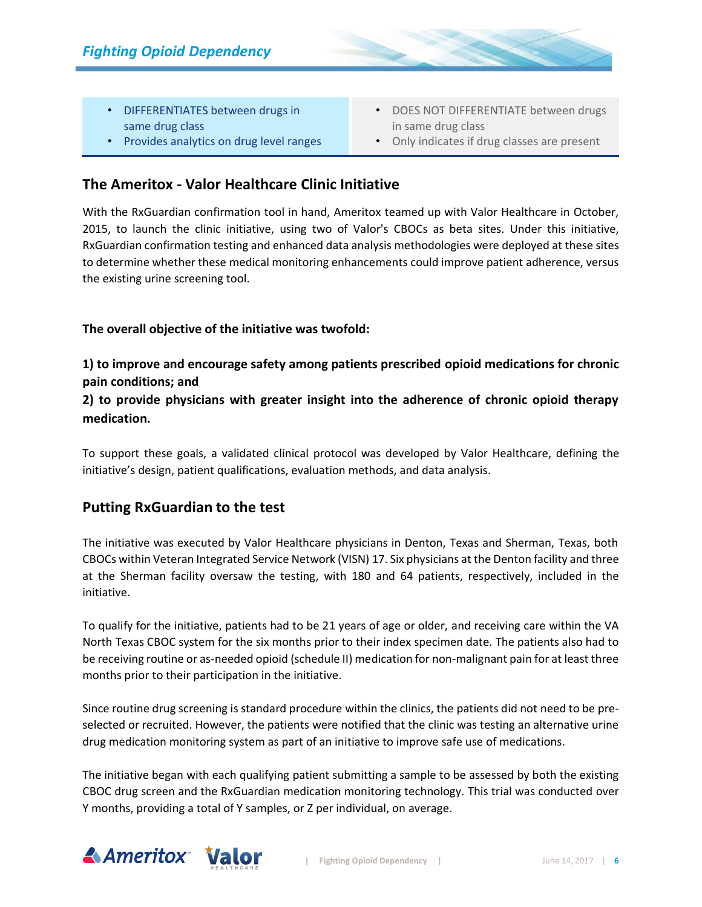| • DIFFERENTIATES between drugs in same drug class<br>• Provides analytics on drug level ranges | • DOES NOT DIFFERENTIATE between drugs in same drug class<br>• Only indicates if drug classes are present |
|---|---|

## The Ameritox - Valor Healthcare Clinic Initiative

With the RxGuardian confirmation tool in hand, Ameritox teamed up with Valor Healthcare in October, 2015, to launch the clinic initiative, using two of Valor's CBOCs as beta sites. Under this initiative, RxGuardian confirmation testing and enhanced data analysis methodologies were deployed at these sites to determine whether these medical monitoring enhancements could improve patient adherence, versus the existing urine screening tool.

**The overall objective of the initiative was twofold:**

**1) to improve and encourage safety among patients prescribed opioid medications for chronic pain conditions; and**

**2) to provide physicians with greater insight into the adherence of chronic opioid therapy medication.**

To support these goals, a validated clinical protocol was developed by Valor Healthcare, defining the initiative's design, patient qualifications, evaluation methods, and data analysis.

## Putting RxGuardian to the test

The initiative was executed by Valor Healthcare physicians in Denton, Texas and Sherman, Texas, both CBOCs within Veteran Integrated Service Network (VISN) 17. Six physicians at the Denton facility and three at the Sherman facility oversaw the testing, with 180 and 64 patients, respectively, included in the initiative.

To qualify for the initiative, patients had to be 21 years of age or older, and receiving care within the VA North Texas CBOC system for the six months prior to their index specimen date. The patients also had to be receiving routine or as-needed opioid (schedule II) medication for non-malignant pain for at least three months prior to their participation in the initiative.

Since routine drug screening is standard procedure within the clinics, the patients did not need to be pre-selected or recruited. However, the patients were notified that the clinic was testing an alternative urine drug medication monitoring system as part of an initiative to improve safe use of medications.

The initiative began with each qualifying patient submitting a sample to be assessed by both the existing CBOC drug screen and the RxGuardian medication monitoring technology. This trial was conducted over Y months, providing a total of Y samples, or Z per individual, on average.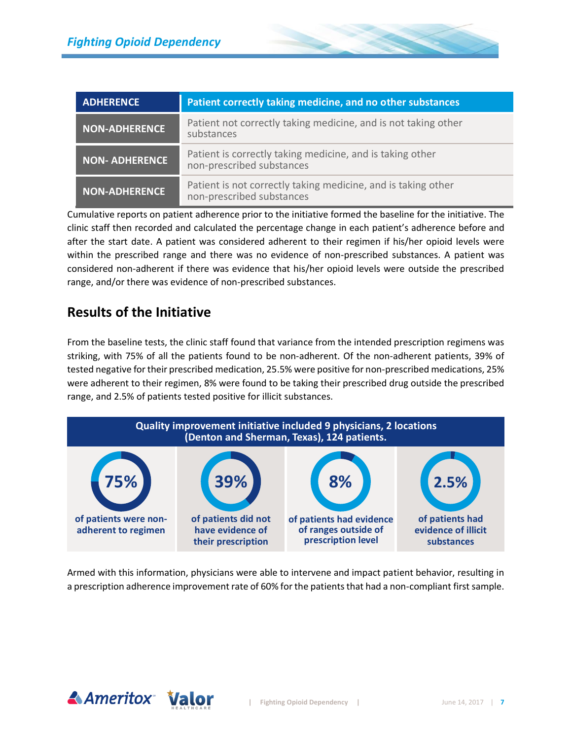| ADHERENCE | Patient correctly taking medicine, and no other substances |
|---|---|
| NON-ADHERENCE | Patient not correctly taking medicine, and is not taking other substances |
| NON- ADHERENCE | Patient is correctly taking medicine, and is taking other non-prescribed substances |
| NON-ADHERENCE | Patient is not correctly taking medicine, and is taking other non-prescribed substances |

Cumulative reports on patient adherence prior to the initiative formed the baseline for the initiative. The clinic staff then recorded and calculated the percentage change in each patient's adherence before and after the start date. A patient was considered adherent to their regimen if his/her opioid levels were within the prescribed range and there was no evidence of non-prescribed substances. A patient was considered non-adherent if there was evidence that his/her opioid levels were outside the prescribed range, and/or there was evidence of non-prescribed substances.

## Results of the Initiative

From the baseline tests, the clinic staff found that variance from the intended prescription regimens was striking, with 75% of all the patients found to be non-adherent. Of the non-adherent patients, 39% of tested negative for their prescribed medication, 25.5% were positive for non-prescribed medications, 25% were adherent to their regimen, 8% were found to be taking their prescribed drug outside the prescribed range, and 2.5% of patients tested positive for illicit substances.

**Quality improvement initiative included 9 physicians, 2 locations (Denton and Sherman, Texas), 124 patients.**

| 75% | 39% | 8% | 2.5% |
|---|---|---|---|
| of patients were non-adherent to regimen | of patients did not have evidence of their prescription | of patients had evidence of ranges outside of prescription level | of patients had evidence of illicit substances |

Armed with this information, physicians were able to intervene and impact patient behavior, resulting in a prescription adherence improvement rate of 60% for the patients that had a non-compliant first sample.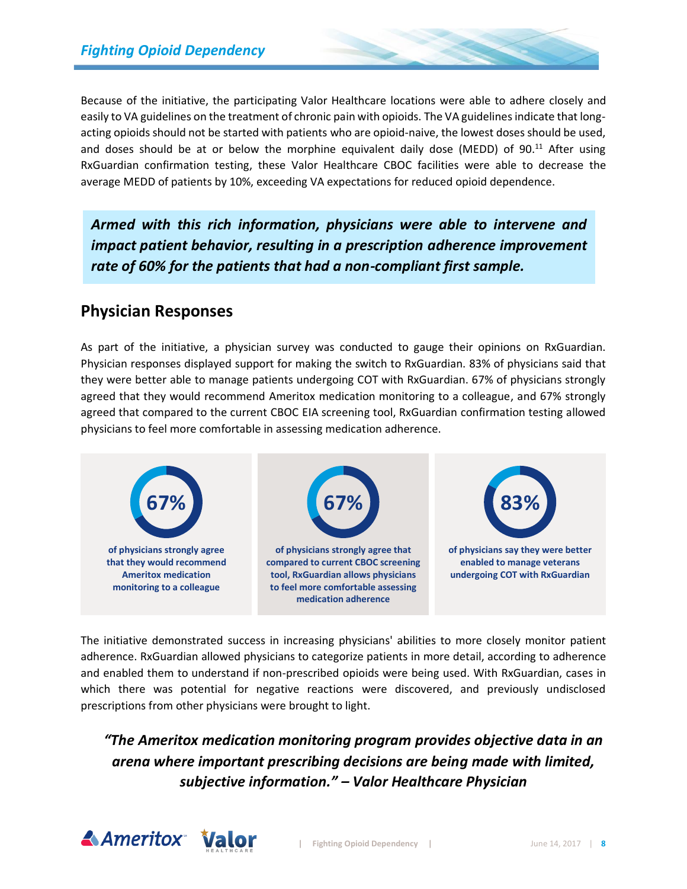Because of the initiative, the participating Valor Healthcare locations were able to adhere closely and easily to VA guidelines on the treatment of chronic pain with opioids. The VA guidelines indicate that long-acting opioids should not be started with patients who are opioid-naive, the lowest doses should be used, and doses should be at or below the morphine equivalent daily dose (MEDD) of 90.[11] After using RxGuardian confirmation testing, these Valor Healthcare CBOC facilities were able to decrease the average MEDD of patients by 10%, exceeding VA expectations for reduced opioid dependence.

***Armed with this rich information, physicians were able to intervene and impact patient behavior, resulting in a prescription adherence improvement rate of 60% for the patients that had a non-compliant first sample.***

## Physician Responses

As part of the initiative, a physician survey was conducted to gauge their opinions on RxGuardian. Physician responses displayed support for making the switch to RxGuardian. 83% of physicians said that they were better able to manage patients undergoing COT with RxGuardian. 67% of physicians strongly agreed that they would recommend Ameritox medication monitoring to a colleague, and 67% strongly agreed that compared to the current CBOC EIA screening tool, RxGuardian confirmation testing allowed physicians to feel more comfortable in assessing medication adherence.

**67%**

**of physicians strongly agree that they would recommend Ameritox medication monitoring to a colleague**

**67%**

**of physicians strongly agree that compared to current CBOC screening tool, RxGuardian allows physicians to feel more comfortable assessing medication adherence**

**83%**

**of physicians say they were better enabled to manage veterans undergoing COT with RxGuardian**

The initiative demonstrated success in increasing physicians' abilities to more closely monitor patient adherence. RxGuardian allowed physicians to categorize patients in more detail, according to adherence and enabled them to understand if non-prescribed opioids were being used. With RxGuardian, cases in which there was potential for negative reactions were discovered, and previously undisclosed prescriptions from other physicians were brought to light.

***"The Ameritox medication monitoring program provides objective data in an arena where important prescribing decisions are being made with limited, subjective information." – Valor Healthcare Physician***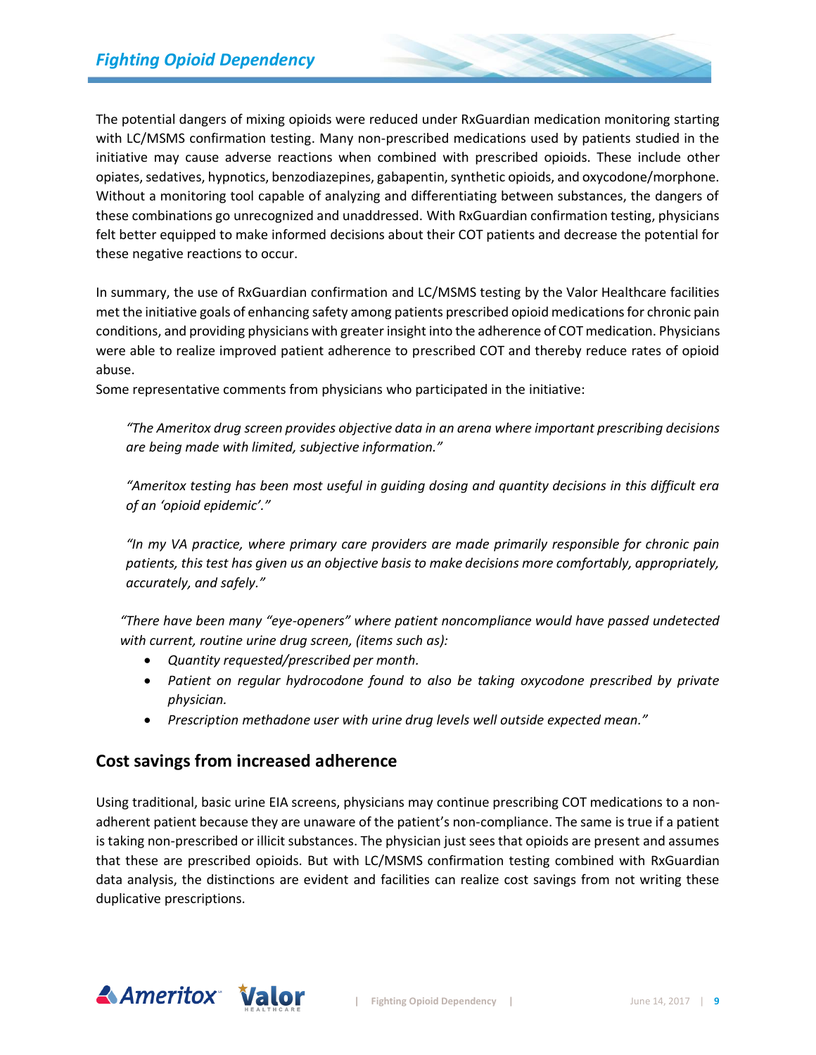The potential dangers of mixing opioids were reduced under RxGuardian medication monitoring starting with LC/MSMS confirmation testing. Many non-prescribed medications used by patients studied in the initiative may cause adverse reactions when combined with prescribed opioids. These include other opiates, sedatives, hypnotics, benzodiazepines, gabapentin, synthetic opioids, and oxycodone/morphone. Without a monitoring tool capable of analyzing and differentiating between substances, the dangers of these combinations go unrecognized and unaddressed. With RxGuardian confirmation testing, physicians felt better equipped to make informed decisions about their COT patients and decrease the potential for these negative reactions to occur.

In summary, the use of RxGuardian confirmation and LC/MSMS testing by the Valor Healthcare facilities met the initiative goals of enhancing safety among patients prescribed opioid medications for chronic pain conditions, and providing physicians with greater insight into the adherence of COT medication. Physicians were able to realize improved patient adherence to prescribed COT and thereby reduce rates of opioid abuse.

Some representative comments from physicians who participated in the initiative:

> *"The Ameritox drug screen provides objective data in an arena where important prescribing decisions are being made with limited, subjective information."*

> *"Ameritox testing has been most useful in guiding dosing and quantity decisions in this difficult era of an 'opioid epidemic'."*

> *"In my VA practice, where primary care providers are made primarily responsible for chronic pain patients, this test has given us an objective basis to make decisions more comfortably, appropriately, accurately, and safely."*

> *"There have been many "eye-openers" where patient noncompliance would have passed undetected with current, routine urine drug screen, (items such as):*
>
> - *Quantity requested/prescribed per month.*
> - *Patient on regular hydrocodone found to also be taking oxycodone prescribed by private physician.*
> - *Prescription methadone user with urine drug levels well outside expected mean."*

## Cost savings from increased adherence

Using traditional, basic urine EIA screens, physicians may continue prescribing COT medications to a non-adherent patient because they are unaware of the patient's non-compliance. The same is true if a patient is taking non-prescribed or illicit substances. The physician just sees that opioids are present and assumes that these are prescribed opioids. But with LC/MSMS confirmation testing combined with RxGuardian data analysis, the distinctions are evident and facilities can realize cost savings from not writing these duplicative prescriptions.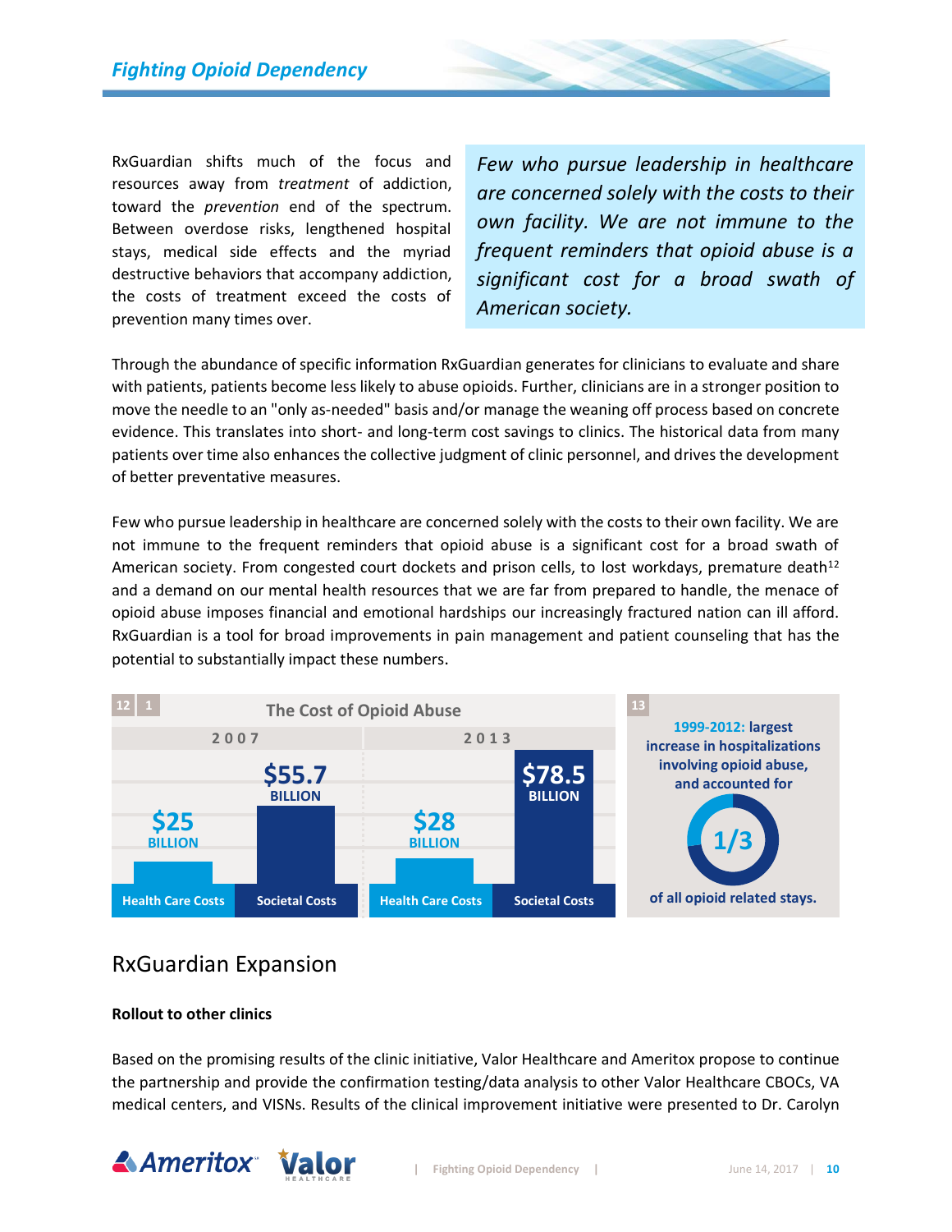RxGuardian shifts much of the focus and resources away from *treatment* of addiction, toward the *prevention* end of the spectrum. Between overdose risks, lengthened hospital stays, medical side effects and the myriad destructive behaviors that accompany addiction, the costs of treatment exceed the costs of prevention many times over.

> *Few who pursue leadership in healthcare are concerned solely with the costs to their own facility. We are not immune to the frequent reminders that opioid abuse is a significant cost for a broad swath of American society.*

Through the abundance of specific information RxGuardian generates for clinicians to evaluate and share with patients, patients become less likely to abuse opioids. Further, clinicians are in a stronger position to move the needle to an "only as-needed" basis and/or manage the weaning off process based on concrete evidence. This translates into short- and long-term cost savings to clinics. The historical data from many patients over time also enhances the collective judgment of clinic personnel, and drives the development of better preventative measures.

Few who pursue leadership in healthcare are concerned solely with the costs to their own facility. We are not immune to the frequent reminders that opioid abuse is a significant cost for a broad swath of American society. From congested court dockets and prison cells, to lost workdays, premature death[12] and a demand on our mental health resources that we are far from prepared to handle, the menace of opioid abuse imposes financial and emotional hardships our increasingly fractured nation can ill afford. RxGuardian is a tool for broad improvements in pain management and patient counseling that has the potential to substantially impact these numbers.

**The Cost of Opioid Abuse** [12] [1]

| | 2007 | 2013 |
|---|---|---|
| Health Care Costs | $25 BILLION | $28 BILLION |
| Societal Costs | $55.7 BILLION | $78.5 BILLION |

[13] **1999-2012:** largest increase in hospitalizations involving opioid abuse, and accounted for **1/3** of all opioid related stays.

## RxGuardian Expansion

**Rollout to other clinics**

Based on the promising results of the clinic initiative, Valor Healthcare and Ameritox propose to continue the partnership and provide the confirmation testing/data analysis to other Valor Healthcare CBOCs, VA medical centers, and VISNs. Results of the clinical improvement initiative were presented to Dr. Carolyn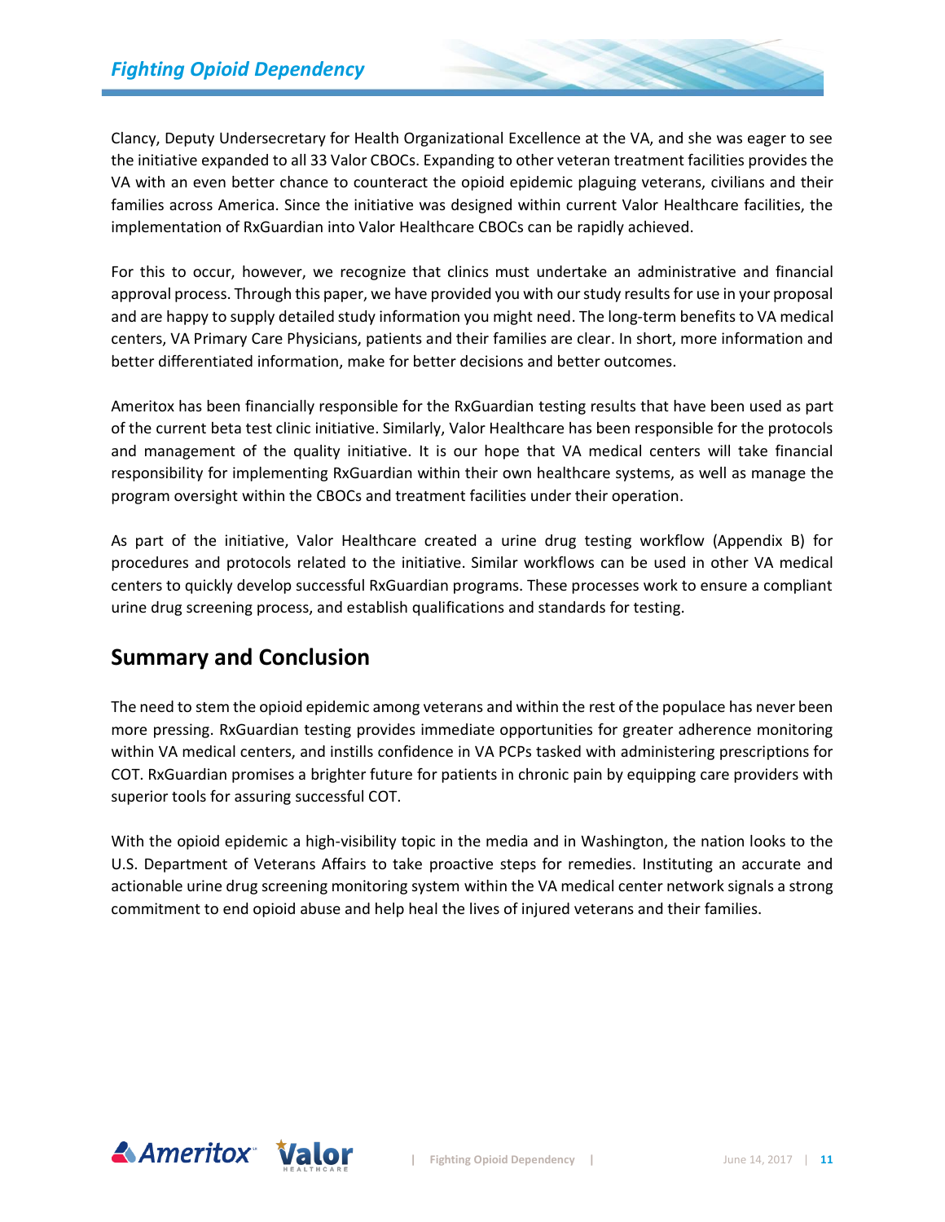Clancy, Deputy Undersecretary for Health Organizational Excellence at the VA, and she was eager to see the initiative expanded to all 33 Valor CBOCs. Expanding to other veteran treatment facilities provides the VA with an even better chance to counteract the opioid epidemic plaguing veterans, civilians and their families across America. Since the initiative was designed within current Valor Healthcare facilities, the implementation of RxGuardian into Valor Healthcare CBOCs can be rapidly achieved.

For this to occur, however, we recognize that clinics must undertake an administrative and financial approval process. Through this paper, we have provided you with our study results for use in your proposal and are happy to supply detailed study information you might need. The long-term benefits to VA medical centers, VA Primary Care Physicians, patients and their families are clear. In short, more information and better differentiated information, make for better decisions and better outcomes.

Ameritox has been financially responsible for the RxGuardian testing results that have been used as part of the current beta test clinic initiative. Similarly, Valor Healthcare has been responsible for the protocols and management of the quality initiative. It is our hope that VA medical centers will take financial responsibility for implementing RxGuardian within their own healthcare systems, as well as manage the program oversight within the CBOCs and treatment facilities under their operation.

As part of the initiative, Valor Healthcare created a urine drug testing workflow (Appendix B) for procedures and protocols related to the initiative. Similar workflows can be used in other VA medical centers to quickly develop successful RxGuardian programs. These processes work to ensure a compliant urine drug screening process, and establish qualifications and standards for testing.

## Summary and Conclusion

The need to stem the opioid epidemic among veterans and within the rest of the populace has never been more pressing. RxGuardian testing provides immediate opportunities for greater adherence monitoring within VA medical centers, and instills confidence in VA PCPs tasked with administering prescriptions for COT. RxGuardian promises a brighter future for patients in chronic pain by equipping care providers with superior tools for assuring successful COT.

With the opioid epidemic a high-visibility topic in the media and in Washington, the nation looks to the U.S. Department of Veterans Affairs to take proactive steps for remedies. Instituting an accurate and actionable urine drug screening monitoring system within the VA medical center network signals a strong commitment to end opioid abuse and help heal the lives of injured veterans and their families.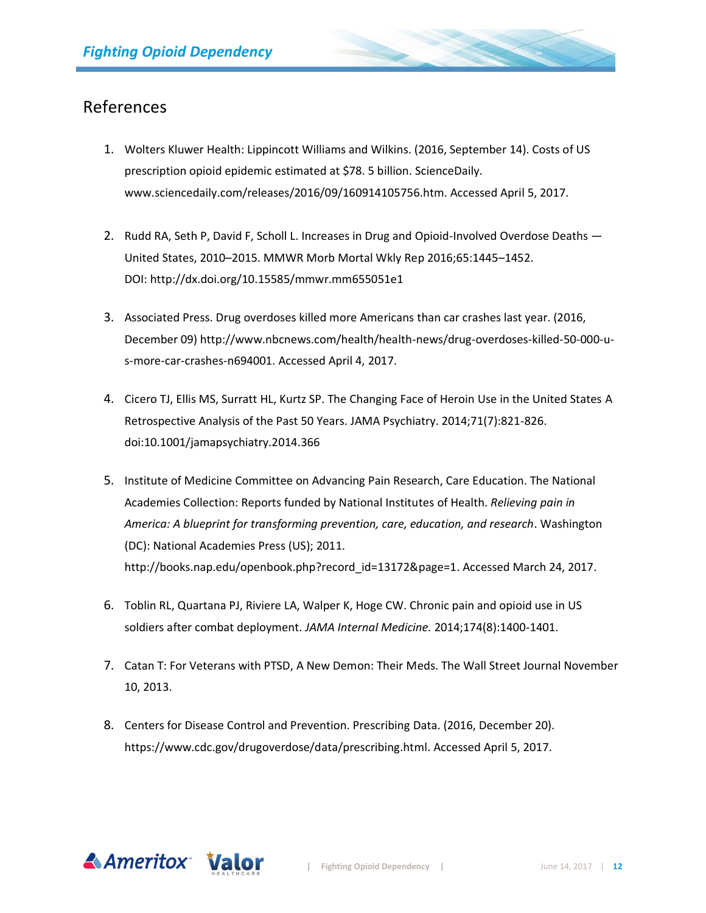## References

1. Wolters Kluwer Health: Lippincott Williams and Wilkins. (2016, September 14). Costs of US prescription opioid epidemic estimated at $78. 5 billion. ScienceDaily. www.sciencedaily.com/releases/2016/09/160914105756.htm. Accessed April 5, 2017.

2. Rudd RA, Seth P, David F, Scholl L. Increases in Drug and Opioid-Involved Overdose Deaths — United States, 2010–2015. MMWR Morb Mortal Wkly Rep 2016;65:1445–1452. DOI: http://dx.doi.org/10.15585/mmwr.mm655051e1

3. Associated Press. Drug overdoses killed more Americans than car crashes last year. (2016, December 09) http://www.nbcnews.com/health/health-news/drug-overdoses-killed-50-000-u-s-more-car-crashes-n694001. Accessed April 4, 2017.

4. Cicero TJ, Ellis MS, Surratt HL, Kurtz SP. The Changing Face of Heroin Use in the United States A Retrospective Analysis of the Past 50 Years. JAMA Psychiatry. 2014;71(7):821-826. doi:10.1001/jamapsychiatry.2014.366

5. Institute of Medicine Committee on Advancing Pain Research, Care Education. The National Academies Collection: Reports funded by National Institutes of Health. *Relieving pain in America: A blueprint for transforming prevention, care, education, and research*. Washington (DC): National Academies Press (US); 2011. http://books.nap.edu/openbook.php?record_id=13172&page=1. Accessed March 24, 2017.

6. Toblin RL, Quartana PJ, Riviere LA, Walper K, Hoge CW. Chronic pain and opioid use in US soldiers after combat deployment. *JAMA Internal Medicine.* 2014;174(8):1400-1401.

7. Catan T: For Veterans with PTSD, A New Demon: Their Meds. The Wall Street Journal November 10, 2013.

8. Centers for Disease Control and Prevention. Prescribing Data. (2016, December 20). https://www.cdc.gov/drugoverdose/data/prescribing.html. Accessed April 5, 2017.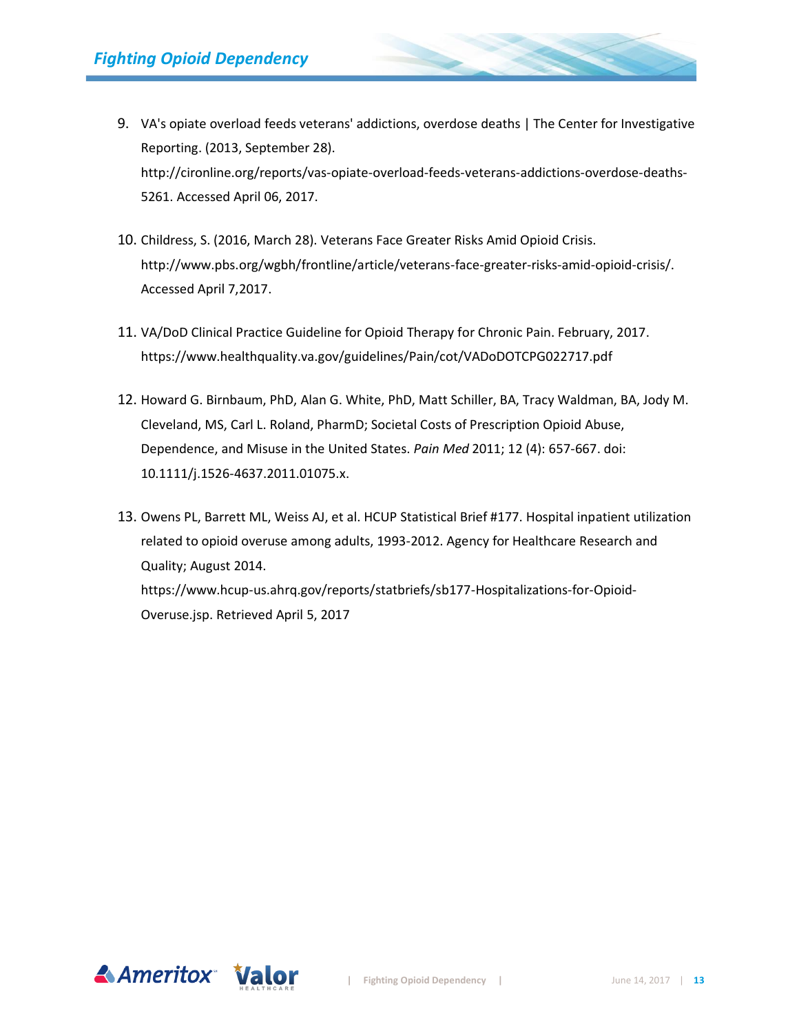9. VA's opiate overload feeds veterans' addictions, overdose deaths | The Center for Investigative Reporting. (2013, September 28). http://cironline.org/reports/vas-opiate-overload-feeds-veterans-addictions-overdose-deaths-5261. Accessed April 06, 2017.

10. Childress, S. (2016, March 28). Veterans Face Greater Risks Amid Opioid Crisis. http://www.pbs.org/wgbh/frontline/article/veterans-face-greater-risks-amid-opioid-crisis/. Accessed April 7,2017.

11. VA/DoD Clinical Practice Guideline for Opioid Therapy for Chronic Pain. February, 2017. https://www.healthquality.va.gov/guidelines/Pain/cot/VADoDOTCPG022717.pdf

12. Howard G. Birnbaum, PhD, Alan G. White, PhD, Matt Schiller, BA, Tracy Waldman, BA, Jody M. Cleveland, MS, Carl L. Roland, PharmD; Societal Costs of Prescription Opioid Abuse, Dependence, and Misuse in the United States. *Pain Med* 2011; 12 (4): 657-667. doi: 10.1111/j.1526-4637.2011.01075.x.

13. Owens PL, Barrett ML, Weiss AJ, et al. HCUP Statistical Brief #177. Hospital inpatient utilization related to opioid overuse among adults, 1993-2012. Agency for Healthcare Research and Quality; August 2014. https://www.hcup-us.ahrq.gov/reports/statbriefs/sb177-Hospitalizations-for-Opioid-Overuse.jsp. Retrieved April 5, 2017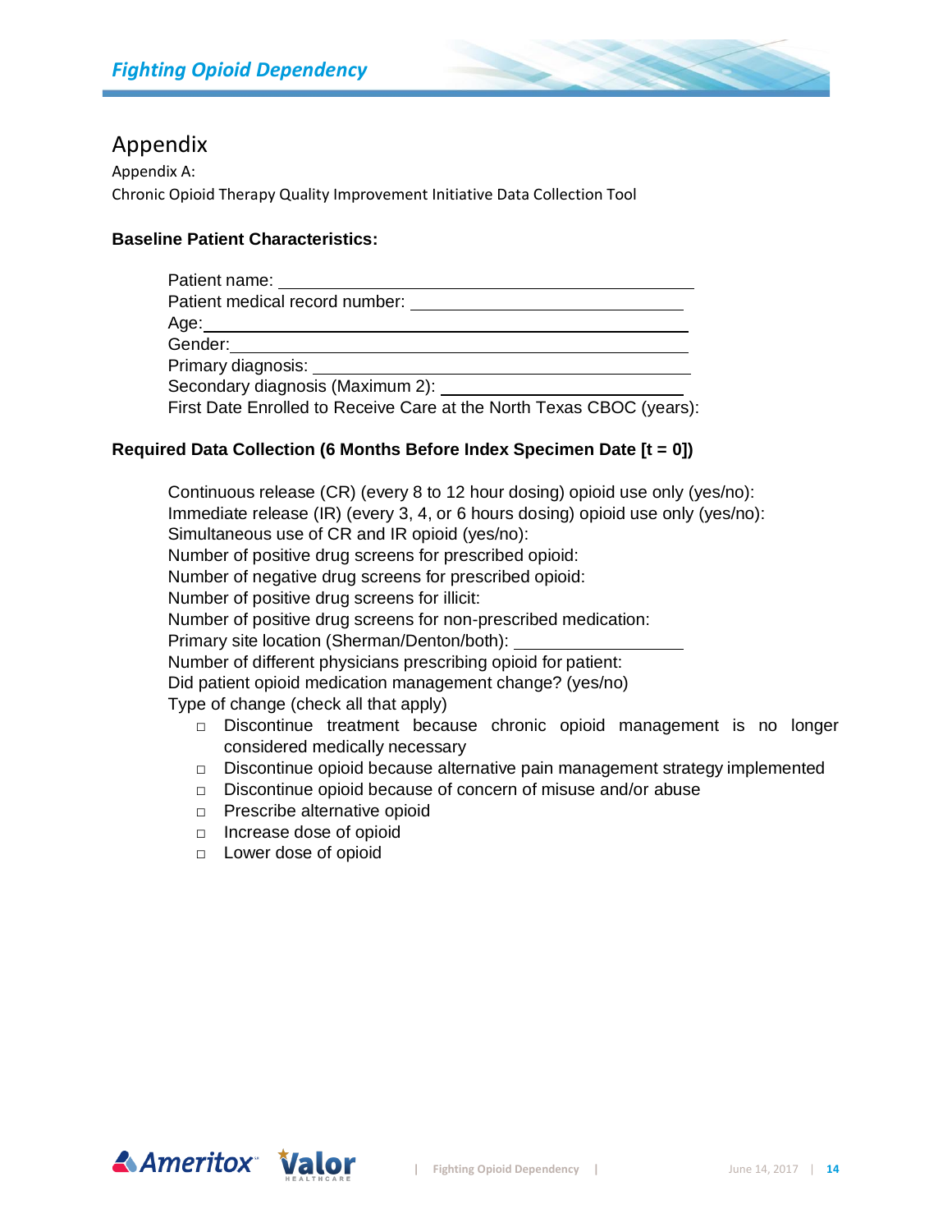# Appendix

Appendix A:

Chronic Opioid Therapy Quality Improvement Initiative Data Collection Tool

**Baseline Patient Characteristics:**

Patient name: \_\_\_\_\_\_\_\_\_\_\_\_\_\_\_\_\_\_\_\_\_\_\_\_\_\_\_\_\_\_\_\_\_\_\_\_\_\_\_\_

Patient medical record number: \_\_\_\_\_\_\_\_\_\_\_\_\_\_\_\_\_\_\_\_\_\_\_\_\_\_\_\_\_\_

Age: \_\_\_\_\_\_\_\_\_\_\_\_\_\_\_\_\_\_\_\_\_\_\_\_\_\_\_\_\_\_\_\_\_\_\_\_\_\_\_\_\_\_\_\_\_\_\_\_\_\_

Gender: \_\_\_\_\_\_\_\_\_\_\_\_\_\_\_\_\_\_\_\_\_\_\_\_\_\_\_\_\_\_\_\_\_\_\_\_\_\_\_\_\_\_\_\_\_\_\_\_\_

Primary diagnosis: \_\_\_\_\_\_\_\_\_\_\_\_\_\_\_\_\_\_\_\_\_\_\_\_\_\_\_\_\_\_\_\_\_\_\_\_\_\_\_

Secondary diagnosis (Maximum 2): \_\_\_\_\_\_\_\_\_\_\_\_\_\_\_\_\_\_\_\_\_\_\_\_\_\_

First Date Enrolled to Receive Care at the North Texas CBOC (years):

**Required Data Collection (6 Months Before Index Specimen Date [t = 0])**

Continuous release (CR) (every 8 to 12 hour dosing) opioid use only (yes/no):

Immediate release (IR) (every 3, 4, or 6 hours dosing) opioid use only (yes/no):

Simultaneous use of CR and IR opioid (yes/no):

Number of positive drug screens for prescribed opioid:

Number of negative drug screens for prescribed opioid:

Number of positive drug screens for illicit:

Number of positive drug screens for non-prescribed medication:

Primary site location (Sherman/Denton/both): \_\_\_\_\_\_\_\_\_\_\_\_\_\_\_\_\_\_

Number of different physicians prescribing opioid for patient:

Did patient opioid medication management change? (yes/no)

Type of change (check all that apply)

- □ Discontinue treatment because chronic opioid management is no longer considered medically necessary
- □ Discontinue opioid because alternative pain management strategy implemented
- □ Discontinue opioid because of concern of misuse and/or abuse
- □ Prescribe alternative opioid
- □ Increase dose of opioid
- □ Lower dose of opioid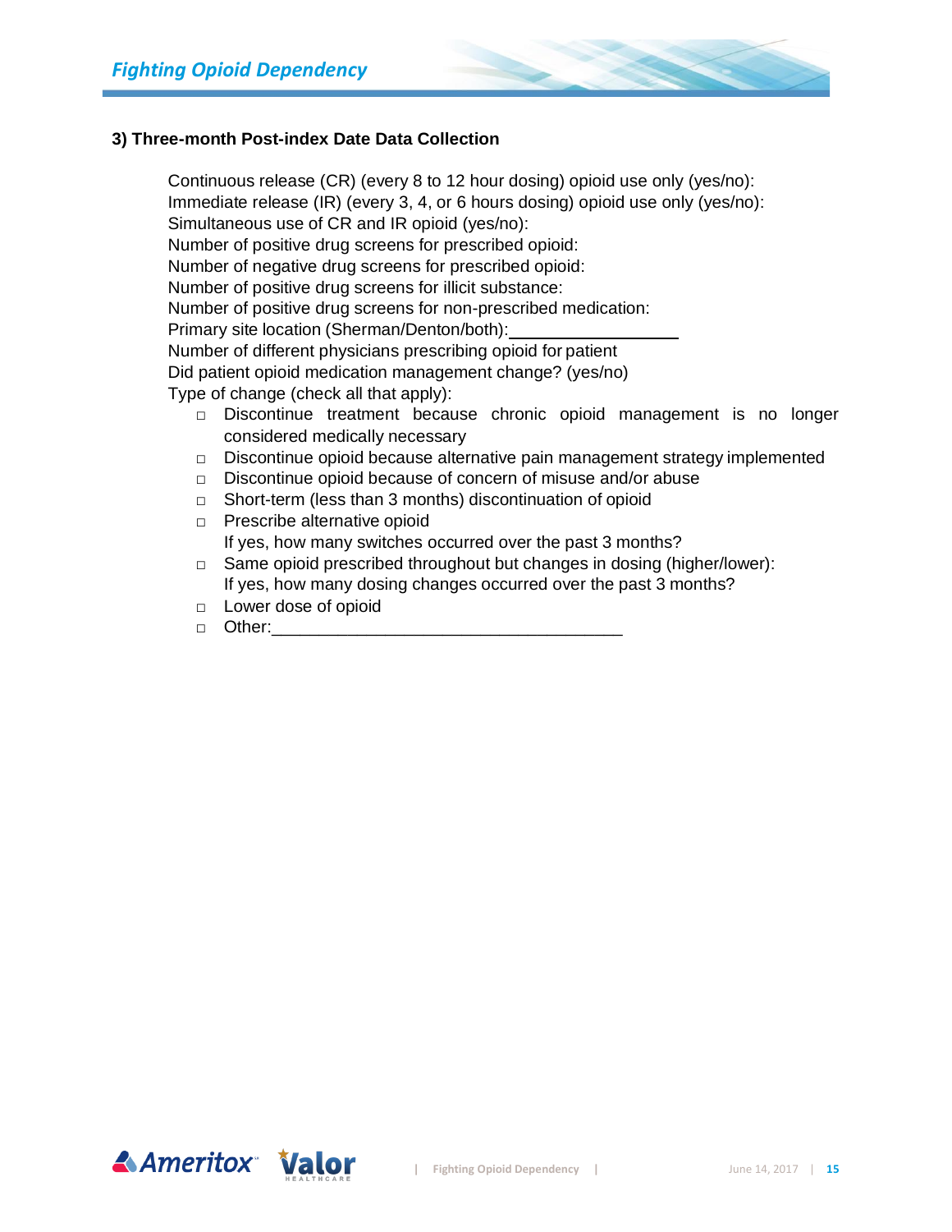### 3) Three-month Post-index Date Data Collection

Continuous release (CR) (every 8 to 12 hour dosing) opioid use only (yes/no):
Immediate release (IR) (every 3, 4, or 6 hours dosing) opioid use only (yes/no):
Simultaneous use of CR and IR opioid (yes/no):
Number of positive drug screens for prescribed opioid:
Number of negative drug screens for prescribed opioid:
Number of positive drug screens for illicit substance:
Number of positive drug screens for non-prescribed medication:
Primary site location (Sherman/Denton/both):__________________
Number of different physicians prescribing opioid for patient
Did patient opioid medication management change? (yes/no)
Type of change (check all that apply):

- □ Discontinue treatment because chronic opioid management is no longer considered medically necessary
- □ Discontinue opioid because alternative pain management strategy implemented
- □ Discontinue opioid because of concern of misuse and/or abuse
- □ Short-term (less than 3 months) discontinuation of opioid
- □ Prescribe alternative opioid
  If yes, how many switches occurred over the past 3 months?
- □ Same opioid prescribed throughout but changes in dosing (higher/lower):
  If yes, how many dosing changes occurred over the past 3 months?
- □ Lower dose of opioid
- □ Other:____________________________________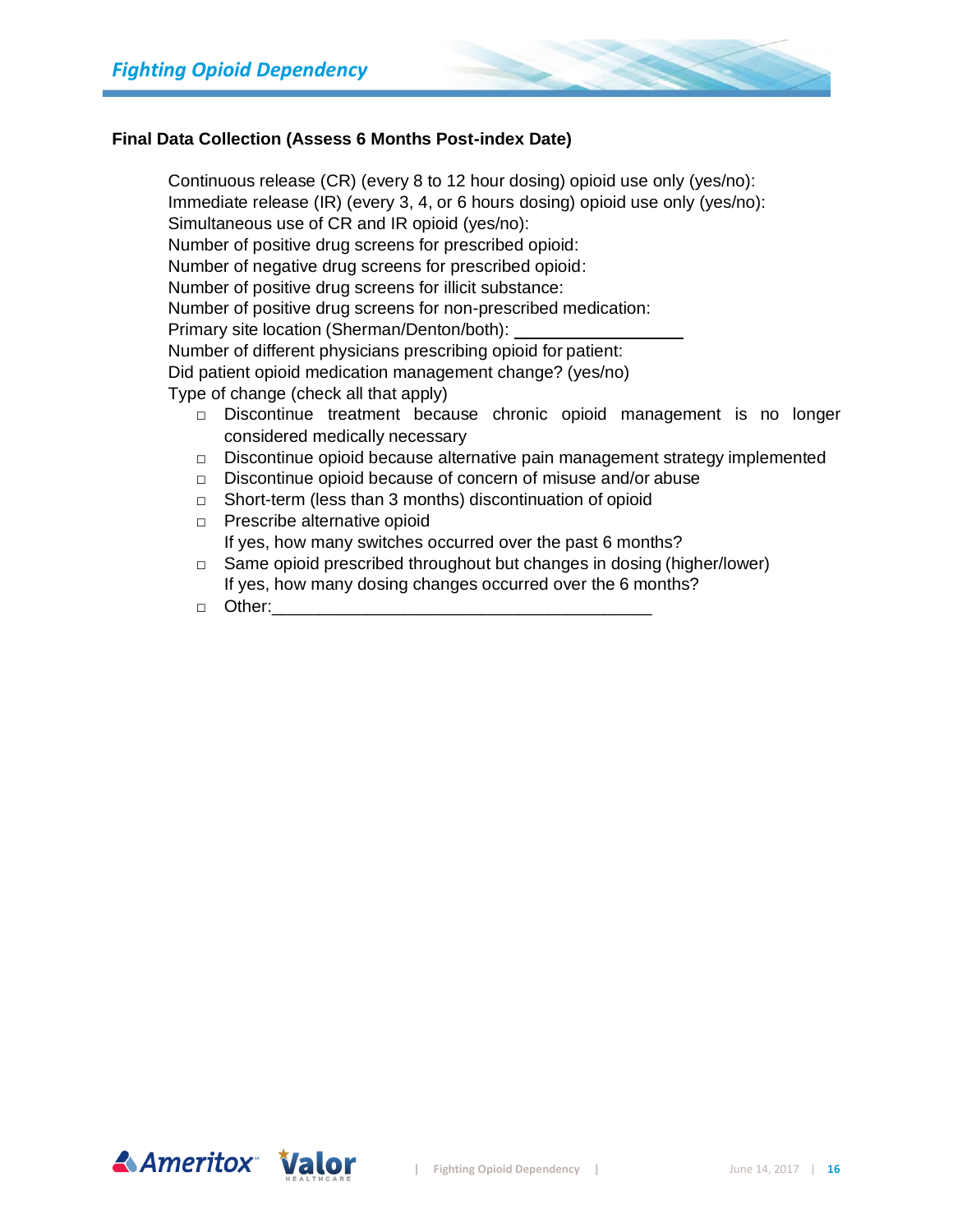**Final Data Collection (Assess 6 Months Post-index Date)**

Continuous release (CR) (every 8 to 12 hour dosing) opioid use only (yes/no):
Immediate release (IR) (every 3, 4, or 6 hours dosing) opioid use only (yes/no):
Simultaneous use of CR and IR opioid (yes/no):
Number of positive drug screens for prescribed opioid:
Number of negative drug screens for prescribed opioid:
Number of positive drug screens for illicit substance:
Number of positive drug screens for non-prescribed medication:
Primary site location (Sherman/Denton/both): ___________________
Number of different physicians prescribing opioid for patient:
Did patient opioid medication management change? (yes/no)
Type of change (check all that apply)

- ☐ Discontinue treatment because chronic opioid management is no longer considered medically necessary
- ☐ Discontinue opioid because alternative pain management strategy implemented
- ☐ Discontinue opioid because of concern of misuse and/or abuse
- ☐ Short-term (less than 3 months) discontinuation of opioid
- ☐ Prescribe alternative opioid
  If yes, how many switches occurred over the past 6 months?
- ☐ Same opioid prescribed throughout but changes in dosing (higher/lower)
  If yes, how many dosing changes occurred over the 6 months?
- ☐ Other:_________________________________________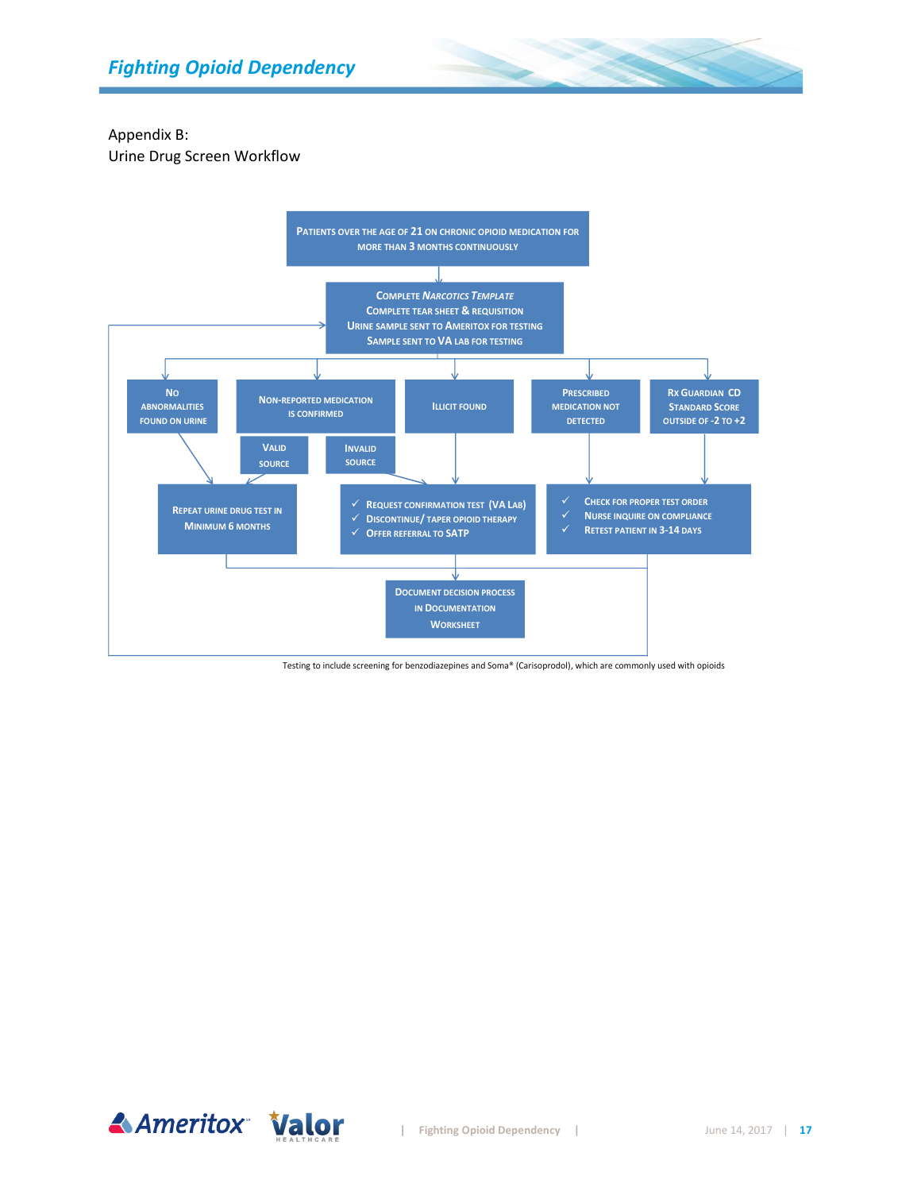Appendix B:
Urine Drug Screen Workflow

PATIENTS OVER THE AGE OF 21 ON CHRONIC OPIOID MEDICATION FOR MORE THAN 3 MONTHS CONTINUOUSLY

COMPLETE *NARCOTICS TEMPLATE*
COMPLETE TEAR SHEET & REQUISITION
URINE SAMPLE SENT TO AMERITOX FOR TESTING
SAMPLE SENT TO VA LAB FOR TESTING

NO ABNORMALITIES FOUND ON URINE

NON-REPORTED MEDICATION IS CONFIRMED

VALID SOURCE

INVALID SOURCE

ILLICIT FOUND

PRESCRIBED MEDICATION NOT DETECTED

RX GUARDIAN CD STANDARD SCORE OUTSIDE OF -2 TO +2

REPEAT URINE DRUG TEST IN MINIMUM 6 MONTHS

- ✓ REQUEST CONFIRMATION TEST (VA LAB)
- ✓ DISCONTINUE/ TAPER OPIOID THERAPY
- ✓ OFFER REFERRAL TO SATP

- ✓ CHECK FOR PROPER TEST ORDER
- ✓ NURSE INQUIRE ON COMPLIANCE
- ✓ RETEST PATIENT IN 3-14 DAYS

DOCUMENT DECISION PROCESS IN DOCUMENTATION WORKSHEET

Testing to include screening for benzodiazepines and Soma® (Carisoprodol), which are commonly used with opioids